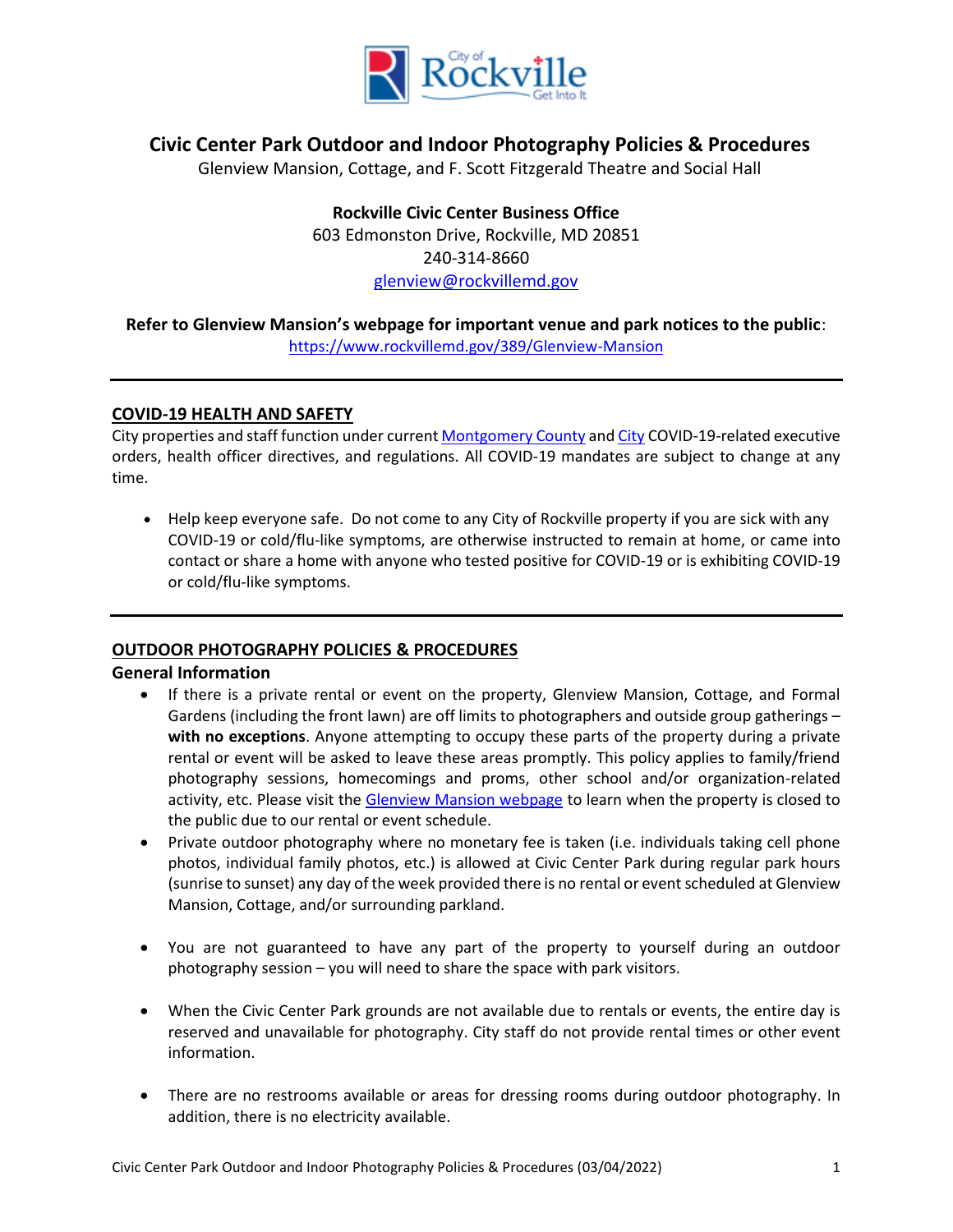# Civic Center Park Outdoor and Indoor Photography Policies & Procedures

Glenview Mansion, Cottage, and F. Scott Fitzgerald Theatre and Social Hall

**Rockville Civic Center Business Office**
603 Edmonston Drive, Rockville, MD 20851
240-314-8660
glenview@rockvillemd.gov

**Refer to Glenview Mansion's webpage for important venue and park notices to the public**:
https://www.rockvillemd.gov/389/Glenview-Mansion

---

## COVID-19 HEALTH AND SAFETY

City properties and staff function under current Montgomery County and City COVID-19-related executive orders, health officer directives, and regulations. All COVID-19 mandates are subject to change at any time.

- Help keep everyone safe. Do not come to any City of Rockville property if you are sick with any COVID-19 or cold/flu-like symptoms, are otherwise instructed to remain at home, or came into contact or share a home with anyone who tested positive for COVID-19 or is exhibiting COVID-19 or cold/flu-like symptoms.

---

## OUTDOOR PHOTOGRAPHY POLICIES & PROCEDURES

### General Information

- If there is a private rental or event on the property, Glenview Mansion, Cottage, and Formal Gardens (including the front lawn) are off limits to photographers and outside group gatherings – **with no exceptions**. Anyone attempting to occupy these parts of the property during a private rental or event will be asked to leave these areas promptly. This policy applies to family/friend photography sessions, homecomings and proms, other school and/or organization-related activity, etc. Please visit the Glenview Mansion webpage to learn when the property is closed to the public due to our rental or event schedule.
- Private outdoor photography where no monetary fee is taken (i.e. individuals taking cell phone photos, individual family photos, etc.) is allowed at Civic Center Park during regular park hours (sunrise to sunset) any day of the week provided there is no rental or event scheduled at Glenview Mansion, Cottage, and/or surrounding parkland.
- You are not guaranteed to have any part of the property to yourself during an outdoor photography session – you will need to share the space with park visitors.
- When the Civic Center Park grounds are not available due to rentals or events, the entire day is reserved and unavailable for photography. City staff do not provide rental times or other event information.
- There are no restrooms available or areas for dressing rooms during outdoor photography. In addition, there is no electricity available.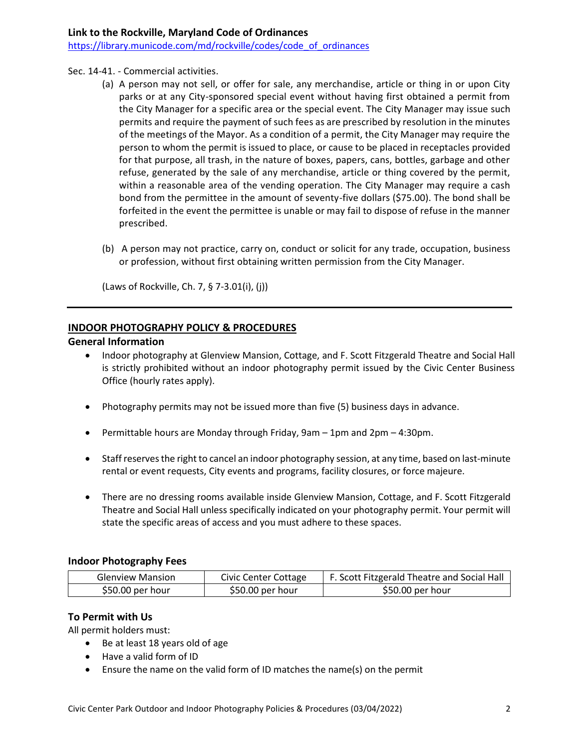**Link to the Rockville, Maryland Code of Ordinances**

https://library.municode.com/md/rockville/codes/code_of_ordinances

Sec. 14-41. - Commercial activities.

(a) A person may not sell, or offer for sale, any merchandise, article or thing in or upon City parks or at any City-sponsored special event without having first obtained a permit from the City Manager for a specific area or the special event. The City Manager may issue such permits and require the payment of such fees as are prescribed by resolution in the minutes of the meetings of the Mayor. As a condition of a permit, the City Manager may require the person to whom the permit is issued to place, or cause to be placed in receptacles provided for that purpose, all trash, in the nature of boxes, papers, cans, bottles, garbage and other refuse, generated by the sale of any merchandise, article or thing covered by the permit, within a reasonable area of the vending operation. The City Manager may require a cash bond from the permittee in the amount of seventy-five dollars ($75.00). The bond shall be forfeited in the event the permittee is unable or may fail to dispose of refuse in the manner prescribed.

(b) A person may not practice, carry on, conduct or solicit for any trade, occupation, business or profession, without first obtaining written permission from the City Manager.

(Laws of Rockville, Ch. 7, § 7-3.01(i), (j))

---

## INDOOR PHOTOGRAPHY POLICY & PROCEDURES

### General Information

- Indoor photography at Glenview Mansion, Cottage, and F. Scott Fitzgerald Theatre and Social Hall is strictly prohibited without an indoor photography permit issued by the Civic Center Business Office (hourly rates apply).
- Photography permits may not be issued more than five (5) business days in advance.
- Permittable hours are Monday through Friday, 9am – 1pm and 2pm – 4:30pm.
- Staff reserves the right to cancel an indoor photography session, at any time, based on last-minute rental or event requests, City events and programs, facility closures, or force majeure.
- There are no dressing rooms available inside Glenview Mansion, Cottage, and F. Scott Fitzgerald Theatre and Social Hall unless specifically indicated on your photography permit. Your permit will state the specific areas of access and you must adhere to these spaces.

### Indoor Photography Fees

| Glenview Mansion | Civic Center Cottage | F. Scott Fitzgerald Theatre and Social Hall |
|---|---|---|
| $50.00 per hour | $50.00 per hour | $50.00 per hour |

### To Permit with Us

All permit holders must:

- Be at least 18 years old of age
- Have a valid form of ID
- Ensure the name on the valid form of ID matches the name(s) on the permit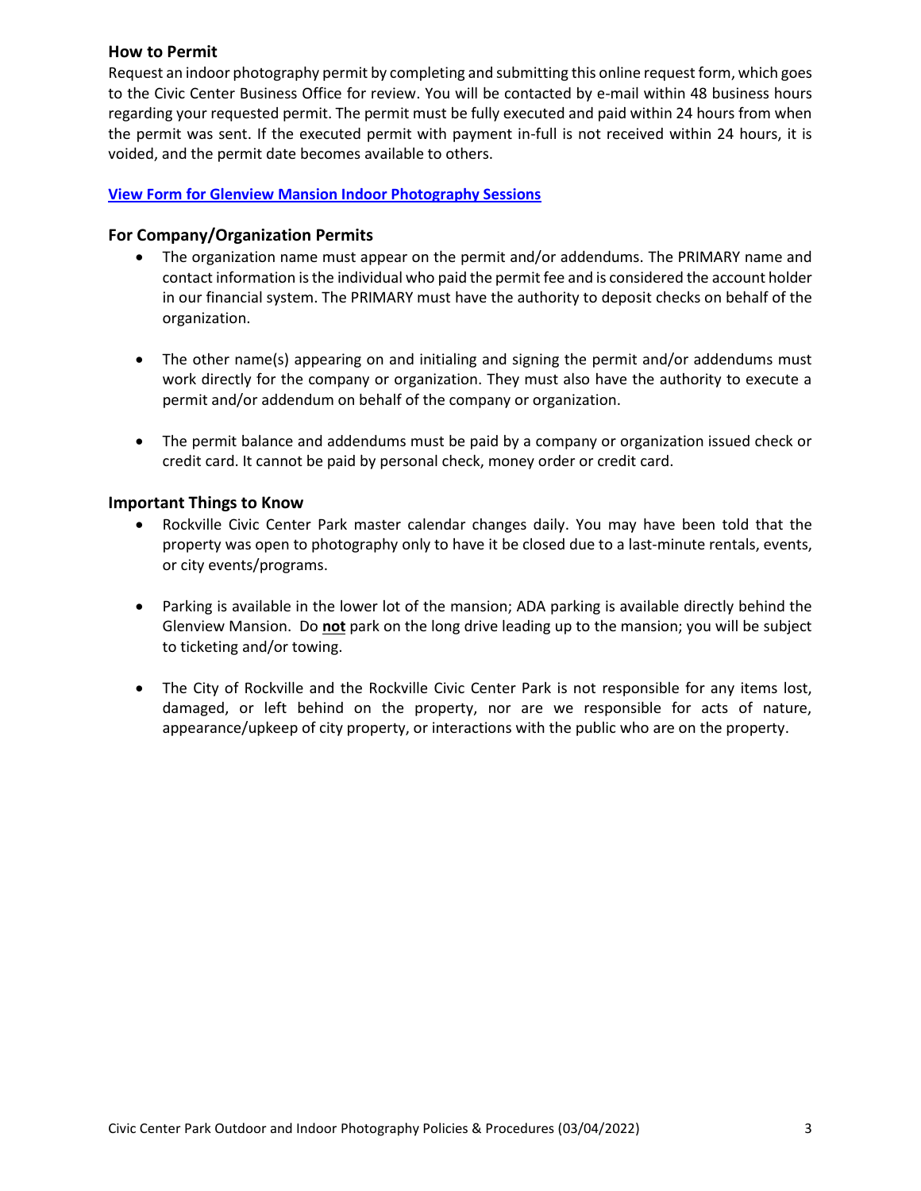### How to Permit

Request an indoor photography permit by completing and submitting this online request form, which goes to the Civic Center Business Office for review. You will be contacted by e-mail within 48 business hours regarding your requested permit. The permit must be fully executed and paid within 24 hours from when the permit was sent. If the executed permit with payment in-full is not received within 24 hours, it is voided, and the permit date becomes available to others.

**View Form for Glenview Mansion Indoor Photography Sessions**

### For Company/Organization Permits

- The organization name must appear on the permit and/or addendums. The PRIMARY name and contact information is the individual who paid the permit fee and is considered the account holder in our financial system. The PRIMARY must have the authority to deposit checks on behalf of the organization.
- The other name(s) appearing on and initialing and signing the permit and/or addendums must work directly for the company or organization. They must also have the authority to execute a permit and/or addendum on behalf of the company or organization.
- The permit balance and addendums must be paid by a company or organization issued check or credit card. It cannot be paid by personal check, money order or credit card.

### Important Things to Know

- Rockville Civic Center Park master calendar changes daily. You may have been told that the property was open to photography only to have it be closed due to a last-minute rentals, events, or city events/programs.
- Parking is available in the lower lot of the mansion; ADA parking is available directly behind the Glenview Mansion. Do **not** park on the long drive leading up to the mansion; you will be subject to ticketing and/or towing.
- The City of Rockville and the Rockville Civic Center Park is not responsible for any items lost, damaged, or left behind on the property, nor are we responsible for acts of nature, appearance/upkeep of city property, or interactions with the public who are on the property.